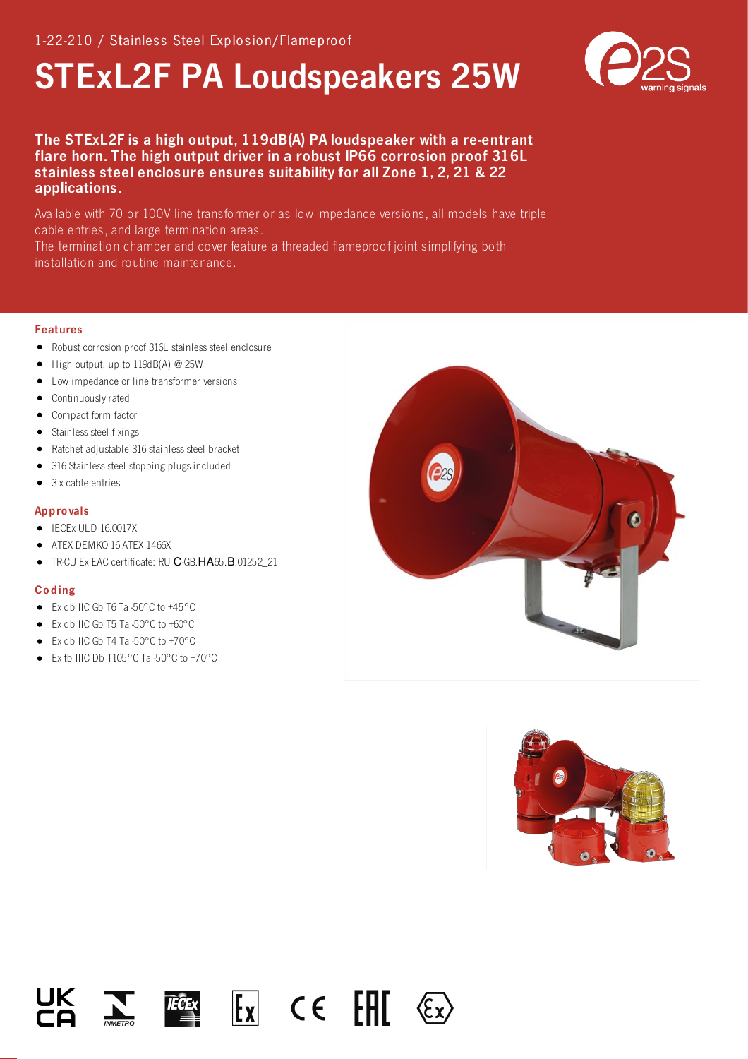1-22-210 / Stainless Steel Explosion/Flameproof

# STExL2F PA Loudspeakers 25W

**The STExL2F is a high output, 119dB(A) PA loudspeaker with a re-entrant flare horn. The high output driver in a robust IP66 corrosion proof 316L stainless steel enclosure ensures suitability for all Zone 1, 2, 21 & 22 applications.**

Available with 70 or 100V line transformer or as low impedance versions, all models have triple cable entries, and large termination areas.
The termination chamber and cover feature a threaded flameproof joint simplifying both installation and routine maintenance.

## Features

- Robust corrosion proof 316L stainless steel enclosure
- High output, up to 119dB(A) @ 25W
- Low impedance or line transformer versions
- Continuously rated
- Compact form factor
- Stainless steel fixings
- Ratchet adjustable 316 stainless steel bracket
- 316 Stainless steel stopping plugs included
- 3 x cable entries

## Approvals

- IECEx ULD 16.0017X
- ATEX DEMKO 16 ATEX 1466X
- TR-CU Ex EAC certificate: RU C-GB.HA65.B.01252_21

## Coding

- Ex db IIC Gb T6 Ta -50°C to +45°C
- Ex db IIC Gb T5 Ta -50°C to +60°C
- Ex db IIC Gb T4 Ta -50°C to +70°C
- Ex tb IIIC Db T105°C Ta -50°C to +70°C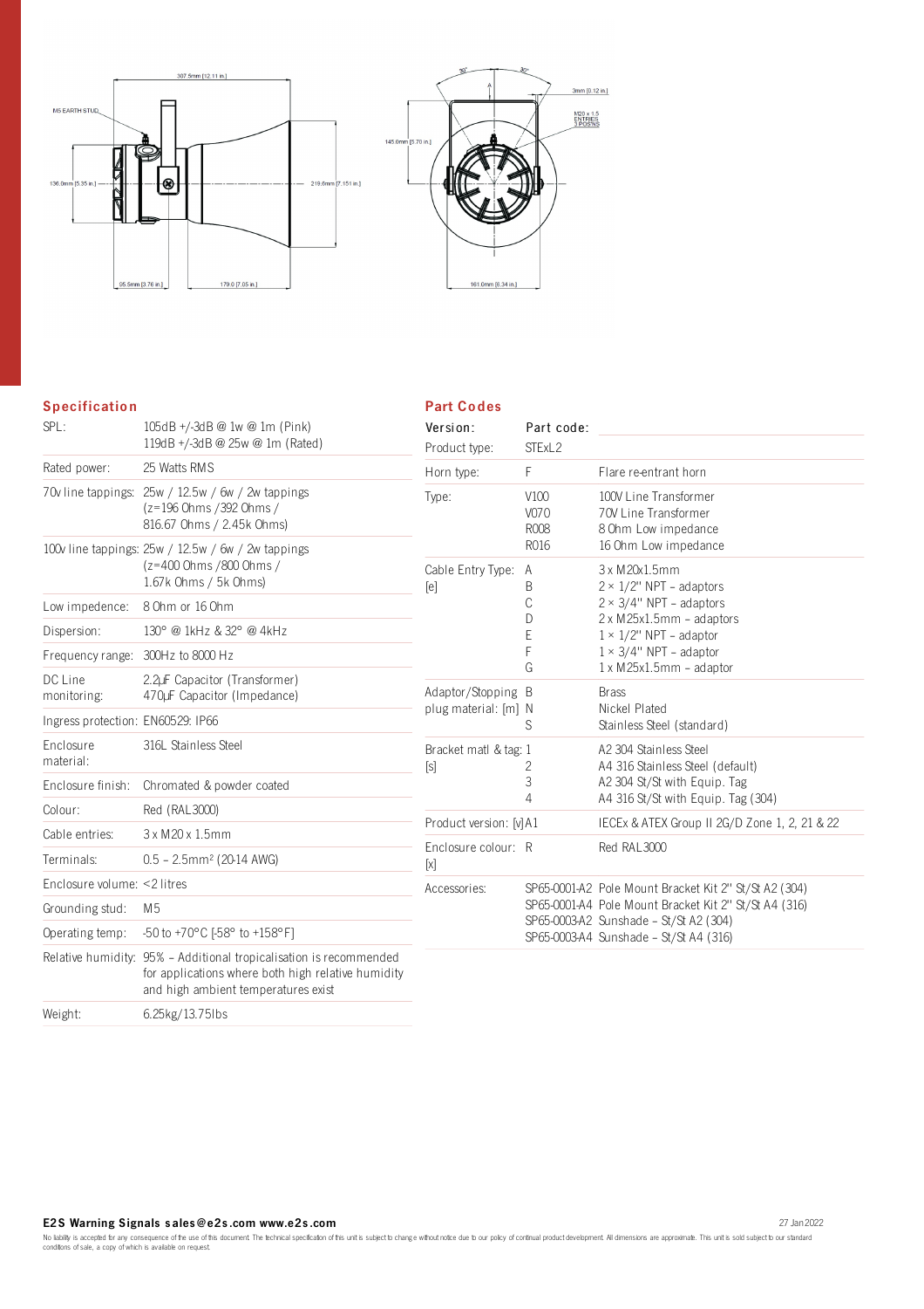307.5mm [12.11 in.]

M5 EARTH STUD

136.0mm [5.35 in.]

219.6mm [7.151 in.]

95.5mm [3.76 in.]

179.0 [7.05 in.]

90°

30°

A

3mm [0.12 in.]

M20 x 1.5 ENTRIES 3 POS'NS

145.0mm [5.70 in.]

161.0mm [6.34 in.]

## Specification

| | |
|---|---|
| SPL: | 105dB +/-3dB @ 1w @ 1m (Pink)<br>119dB +/-3dB @ 25w @ 1m (Rated) |
| Rated power: | 25 Watts RMS |
| 70v line tappings: | 25w / 12.5w / 6w / 2w tappings (z=196 Ohms /392 Ohms / 816.67 Ohms / 2.45k Ohms) |
| 100v line tappings: | 25w / 12.5w / 6w / 2w tappings (z=400 Ohms /800 Ohms / 1.67k Ohms / 5k Ohms) |
| Low impedence: | 8 Ohm or 16 Ohm |
| Dispersion: | 130° @ 1kHz & 32° @ 4kHz |
| Frequency range: | 300Hz to 8000 Hz |
| DC Line monitoring: | 2.2µF Capacitor (Transformer)<br>470µF Capacitor (Impedance) |
| Ingress protection: | EN60529: IP66 |
| Enclosure material: | 316L Stainless Steel |
| Enclosure finish: | Chromated & powder coated |
| Colour: | Red (RAL3000) |
| Cable entries: | 3 x M20 x 1.5mm |
| Terminals: | 0.5 – 2.5mm² (20-14 AWG) |
| Enclosure volume: | <2 litres |
| Grounding stud: | M5 |
| Operating temp: | -50 to +70°C [-58° to +158°F] |
| Relative humidity: | 95% – Additional tropicalisation is recommended for applications where both high relative humidity and high ambient temperatures exist |
| Weight: | 6.25kg/13.75lbs |

## Part Codes

| Version: | Part code: | |
|---|---|---|
| Product type: | STExL2 | |
| Horn type: | F | Flare re-entrant horn |
| Type: | V100<br>V070<br>R008<br>R016 | 100V Line Transformer<br>70V Line Transformer<br>8 Ohm Low impedance<br>16 Ohm Low impedance |
| Cable Entry Type: [e] | A<br>B<br>C<br>D<br>E<br>F<br>G | 3 x M20x1.5mm<br>2 × 1/2" NPT – adaptors<br>2 × 3/4" NPT – adaptors<br>2 x M25x1.5mm – adaptors<br>1 × 1/2" NPT – adaptor<br>1 × 3/4" NPT – adaptor<br>1 x M25x1.5mm – adaptor |
| Adaptor/Stopping plug material: [m] | B<br>N<br>S | Brass<br>Nickel Plated<br>Stainless Steel (standard) |
| Bracket matl & tag: [s] | 1<br>2<br>3<br>4 | A2 304 Stainless Steel<br>A4 316 Stainless Steel (default)<br>A2 304 St/St with Equip. Tag<br>A4 316 St/St with Equip. Tag (304) |
| Product version: [v] | A1 | IECEx & ATEX Group II 2G/D Zone 1, 2, 21 & 22 |
| Enclosure colour: [x] | R | Red RAL3000 |
| Accessories: | SP65-0001-A2<br>SP65-0001-A4<br>SP65-0003-A2<br>SP65-0003-A4 | Pole Mount Bracket Kit 2" St/St A2 (304)<br>Pole Mount Bracket Kit 2" St/St A4 (316)<br>Sunshade – St/St A2 (304)<br>Sunshade – St/St A4 (316) |

**E2S Warning Signals sales@e2s.com www.e2s.com**

27 Jan 2022

No liability is accepted for any consequence of the use of this document. The technical specification of this unit is subject to change without notice due to our policy of continual product development. All dimensions are approximate. This unit is sold subject to our standard conditions of sale, a copy of which is available on request.